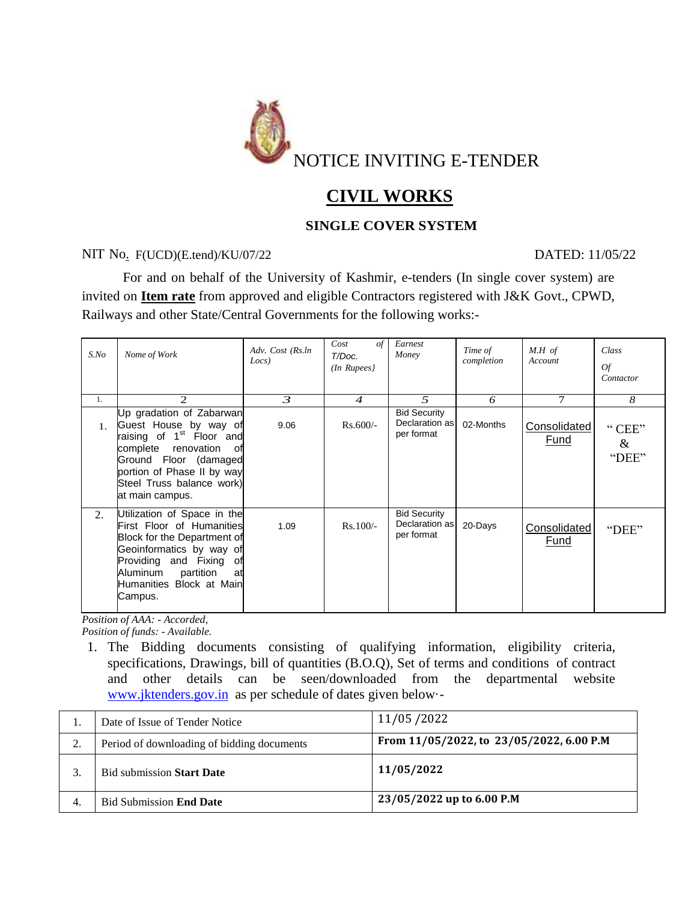# NOTICE INVITING E-TENDER

## CIVIL WORKS

### SINGLE COVER SYSTEM

NIT No. F(UCD)(E.tend)/KU/07/22 DATED: 11/05/22

For and on behalf of the University of Kashmir, e-tenders (In single cover system) are invited on **Item rate** from approved and eligible Contractors registered with J&K Govt., CPWD, Railways and other State/Central Governments for the following works:-

| *S.No* | *Nome of Work* | *Adv. Cost (Rs.In Locs)* | *Cost of T/Doc. (In Rupees}* | *Earnest Money* | *Time of completion* | *M.H of Account* | *Class Of Contactor* |
|---|---|---|---|---|---|---|---|
| 1. | 2 | 3 | 4 | 5 | 6 | 7 | 8 |
| 1. | Up gradation of Zabarwan Guest House by way of raising of 1st Floor and complete renovation of Ground Floor (damaged portion of Phase II by way Steel Truss balance work) at main campus. | 9.06 | Rs.600/- | Bid Security Declaration as per format | 02-Months | Consolidated Fund | "CEE" & "DEE" |
| 2. | Utilization of Space in the First Floor of Humanities Block for the Department of Geoinformatics by way of Providing and Fixing of Aluminum partition at Humanities Block at Main Campus. | 1.09 | Rs.100/- | Bid Security Declaration as per format | 20-Days | Consolidated Fund | "DEE" |

*Position of AAA: - Accorded,*
*Position of funds: - Available.*

1. The Bidding documents consisting of qualifying information, eligibility criteria, specifications, Drawings, bill of quantities (B.O.Q), Set of terms and conditions of contract and other details can be seen/downloaded from the departmental website www.jktenders.gov.in as per schedule of dates given below·-

| | | |
|---|---|---|
| 1. | Date of Issue of Tender Notice | 11/05 /2022 |
| 2. | Period of downloading of bidding documents | **From 11/05/2022, to 23/05/2022, 6.00 P.M** |
| 3. | Bid submission **Start Date** | **11/05/2022** |
| 4. | Bid Submission **End Date** | **23/05/2022 up to 6.00 P.M** |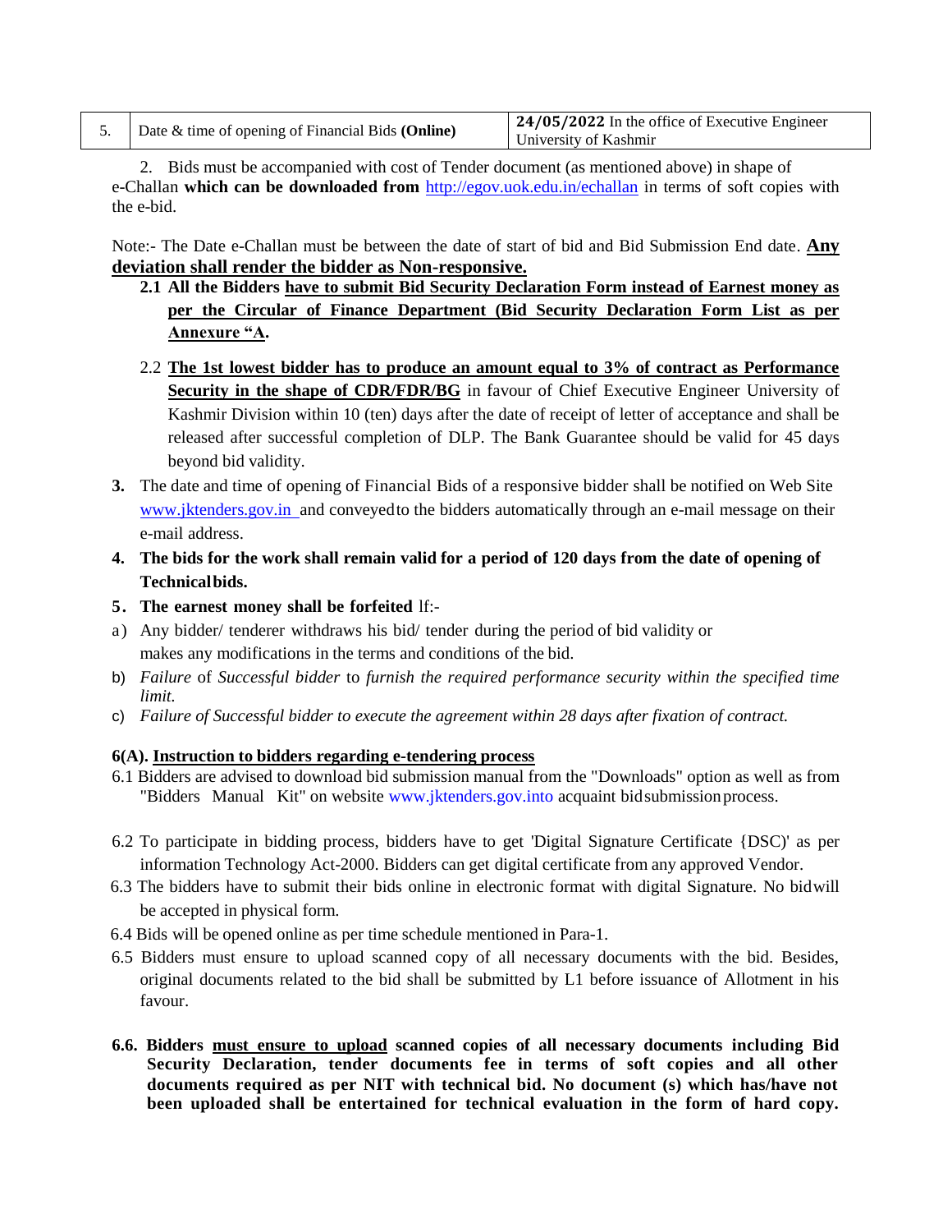| 5. | Date & time of opening of Financial Bids **(Online)** | **24/05/2022** In the office of Executive Engineer University of Kashmir |
|---|---|---|

2. Bids must be accompanied with cost of Tender document (as mentioned above) in shape of e-Challan **which can be downloaded from** http://egov.uok.edu.in/echallan in terms of soft copies with the e-bid.

Note:- The Date e-Challan must be between the date of start of bid and Bid Submission End date. **Any deviation shall render the bidder as Non-responsive.**

**2.1 All the Bidders have to submit Bid Security Declaration Form instead of Earnest money as per the Circular of Finance Department (Bid Security Declaration Form List as per Annexure "A.**

2.2 **The 1st lowest bidder has to produce an amount equal to 3% of contract as Performance Security in the shape of CDR/FDR/BG** in favour of Chief Executive Engineer University of Kashmir Division within 10 (ten) days after the date of receipt of letter of acceptance and shall be released after successful completion of DLP. The Bank Guarantee should be valid for 45 days beyond bid validity.

**3.** The date and time of opening of Financial Bids of a responsive bidder shall be notified on Web Site www.jktenders.gov.in and conveyed to the bidders automatically through an e-mail message on their e-mail address.

**4. The bids for the work shall remain valid for a period of 120 days from the date of opening of Technical bids.**

**5. The earnest money shall be forfeited** lf:-

a) Any bidder/ tenderer withdraws his bid/ tender during the period of bid validity or makes any modifications in the terms and conditions of the bid.

b) *Failure* of *Successful bidder* to *furnish the required performance security within the specified time limit.*

c) *Failure of Successful bidder to execute the agreement within 28 days after fixation of contract.*

**6(A). Instruction to bidders regarding e-tendering process**

6.1 Bidders are advised to download bid submission manual from the "Downloads" option as well as from "Bidders Manual Kit" on website www.jktenders.gov.into acquaint bid submission process.

6.2 To participate in bidding process, bidders have to get 'Digital Signature Certificate {DSC)' as per information Technology Act-2000. Bidders can get digital certificate from any approved Vendor.

6.3 The bidders have to submit their bids online in electronic format with digital Signature. No bid will be accepted in physical form.

6.4 Bids will be opened online as per time schedule mentioned in Para-1.

6.5 Bidders must ensure to upload scanned copy of all necessary documents with the bid. Besides, original documents related to the bid shall be submitted by L1 before issuance of Allotment in his favour.

**6.6. Bidders must ensure to upload scanned copies of all necessary documents including Bid Security Declaration, tender documents fee in terms of soft copies and all other documents required as per NIT with technical bid. No document (s) which has/have not been uploaded shall be entertained for technical evaluation in the form of hard copy.**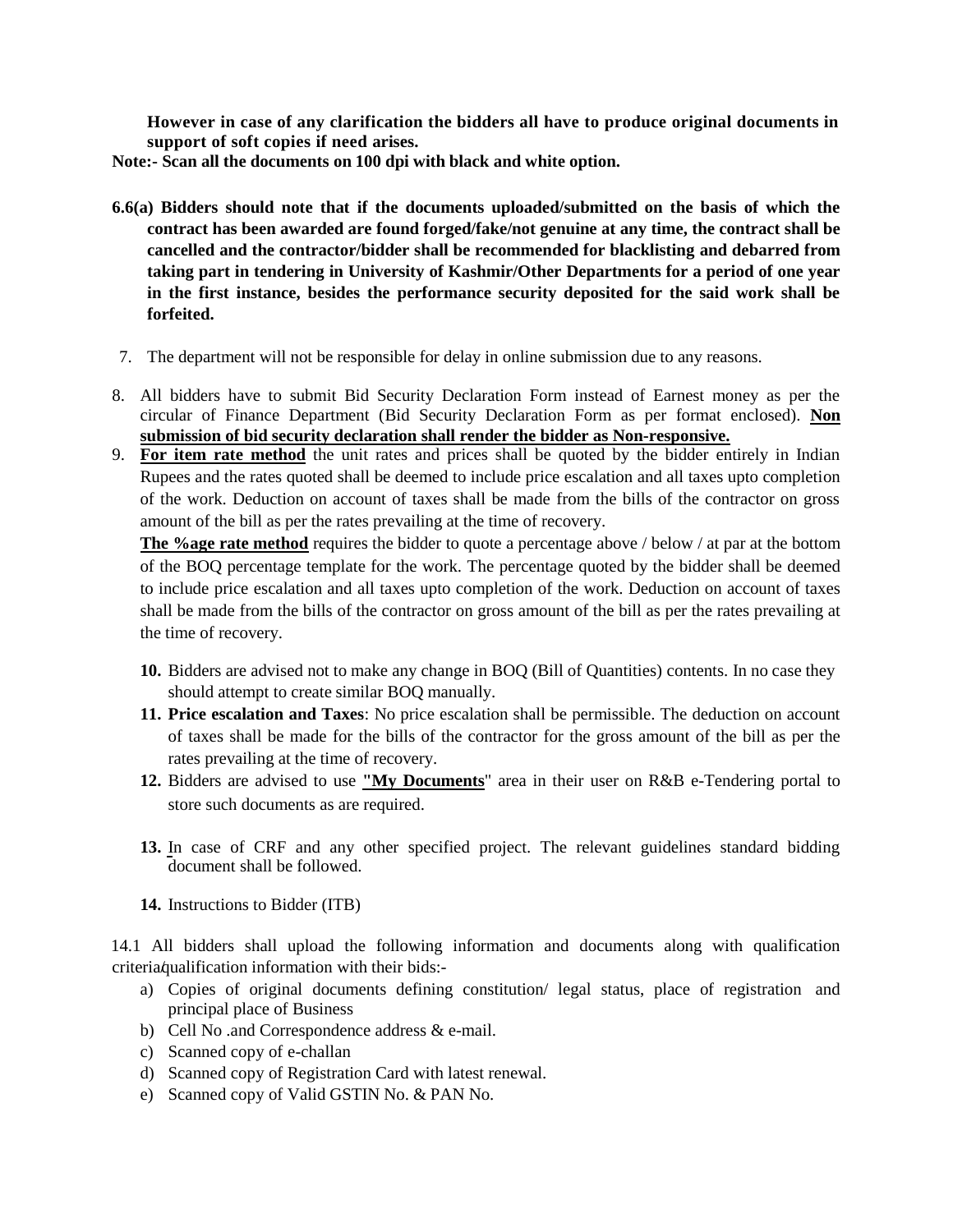**However in case of any clarification the bidders all have to produce original documents in support of soft copies if need arises.**

**Note:- Scan all the documents on 100 dpi with black and white option.**

**6.6(a) Bidders should note that if the documents uploaded/submitted on the basis of which the contract has been awarded are found forged/fake/not genuine at any time, the contract shall be cancelled and the contractor/bidder shall be recommended for blacklisting and debarred from taking part in tendering in University of Kashmir/Other Departments for a period of one year in the first instance, besides the performance security deposited for the said work shall be forfeited.**

7. The department will not be responsible for delay in online submission due to any reasons.

8. All bidders have to submit Bid Security Declaration Form instead of Earnest money as per the circular of Finance Department (Bid Security Declaration Form as per format enclosed). **Non submission of bid security declaration shall render the bidder as Non-responsive.**

9. **For item rate method** the unit rates and prices shall be quoted by the bidder entirely in Indian Rupees and the rates quoted shall be deemed to include price escalation and all taxes upto completion of the work. Deduction on account of taxes shall be made from the bills of the contractor on gross amount of the bill as per the rates prevailing at the time of recovery.

   **The %age rate method** requires the bidder to quote a percentage above / below / at par at the bottom of the BOQ percentage template for the work. The percentage quoted by the bidder shall be deemed to include price escalation and all taxes upto completion of the work. Deduction on account of taxes shall be made from the bills of the contractor on gross amount of the bill as per the rates prevailing at the time of recovery.

10. Bidders are advised not to make any change in BOQ (Bill of Quantities) contents. In no case they should attempt to create similar BOQ manually.

11. **Price escalation and Taxes**: No price escalation shall be permissible. The deduction on account of taxes shall be made for the bills of the contractor for the gross amount of the bill as per the rates prevailing at the time of recovery.

12. Bidders are advised to use **"My Documents"** area in their user on R&B e-Tendering portal to store such documents as are required.

13. In case of CRF and any other specified project. The relevant guidelines standard bidding document shall be followed.

14. Instructions to Bidder (ITB)

14.1 All bidders shall upload the following information and documents along with qualification criteria/qualification information with their bids:-

a) Copies of original documents defining constitution/ legal status, place of registration and principal place of Business
b) Cell No .and Correspondence address & e-mail.
c) Scanned copy of e-challan
d) Scanned copy of Registration Card with latest renewal.
e) Scanned copy of Valid GSTIN No. & PAN No.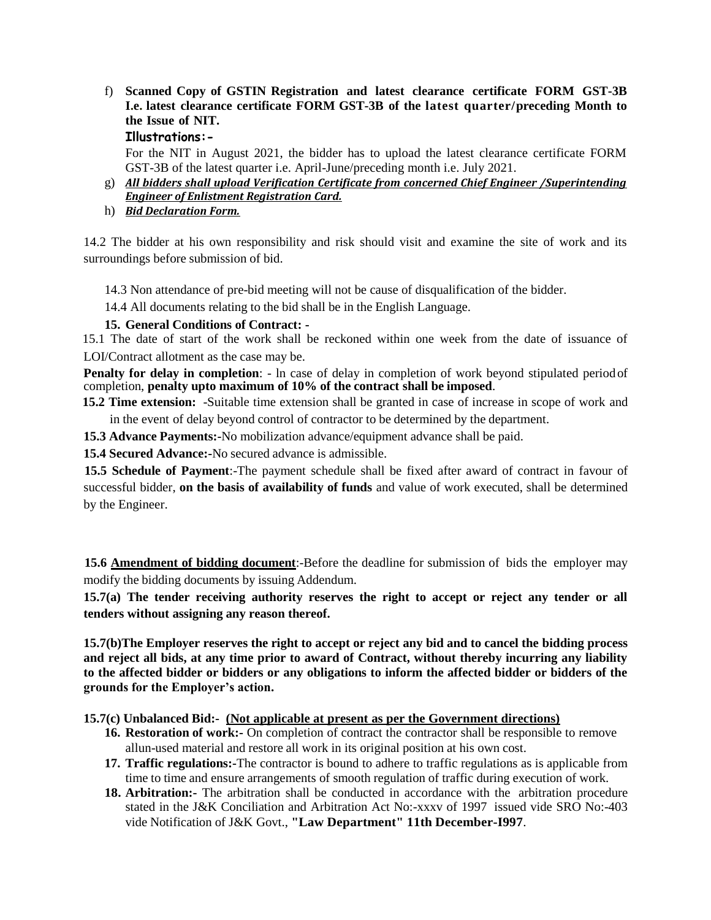f) **Scanned Copy of GSTIN Registration and latest clearance certificate FORM GST-3B I.e. latest clearance certificate FORM GST-3B of the latest quarter/preceding Month to the Issue of NIT.**

**Illustrations:-**

For the NIT in August 2021, the bidder has to upload the latest clearance certificate FORM GST-3B of the latest quarter i.e. April-June/preceding month i.e. July 2021.

g) ***All bidders shall upload Verification Certificate from concerned Chief Engineer /Superintending Engineer of Enlistment Registration Card.***

h) ***Bid Declaration Form.***

14.2 The bidder at his own responsibility and risk should visit and examine the site of work and its surroundings before submission of bid.

14.3 Non attendance of pre-bid meeting will not be cause of disqualification of the bidder.

14.4 All documents relating to the bid shall be in the English Language.

**15. General Conditions of Contract: -**

15.1 The date of start of the work shall be reckoned within one week from the date of issuance of LOI/Contract allotment as the case may be.

**Penalty for delay in completion**: - ln case of delay in completion of work beyond stipulated period of completion, **penalty upto maximum of 10% of the contract shall be imposed**.

**15.2 Time extension:** -Suitable time extension shall be granted in case of increase in scope of work and in the event of delay beyond control of contractor to be determined by the department.

**15.3 Advance Payments:-**No mobilization advance/equipment advance shall be paid.

**15.4 Secured Advance:-**No secured advance is admissible.

**15.5 Schedule of Payment**:-The payment schedule shall be fixed after award of contract in favour of successful bidder, **on the basis of availability of funds** and value of work executed, shall be determined by the Engineer.

**15.6 Amendment of bidding document**:-Before the deadline for submission of bids the employer may modify the bidding documents by issuing Addendum.

**15.7(a) The tender receiving authority reserves the right to accept or reject any tender or all tenders without assigning any reason thereof.**

**15.7(b)The Employer reserves the right to accept or reject any bid and to cancel the bidding process and reject all bids, at any time prior to award of Contract, without thereby incurring any liability to the affected bidder or bidders or any obligations to inform the affected bidder or bidders of the grounds for the Employer's action.**

**15.7(c) Unbalanced Bid:- (Not applicable at present as per the Government directions)**

**16. Restoration of work:-** On completion of contract the contractor shall be responsible to remove allun-used material and restore all work in its original position at his own cost.

**17. Traffic regulations:-**The contractor is bound to adhere to traffic regulations as is applicable from time to time and ensure arrangements of smooth regulation of traffic during execution of work.

**18. Arbitration:-** The arbitration shall be conducted in accordance with the arbitration procedure stated in the J&K Conciliation and Arbitration Act No:-xxxv of 1997 issued vide SRO No:-403 vide Notification of J&K Govt., **"Law Department" 11th December-I997**.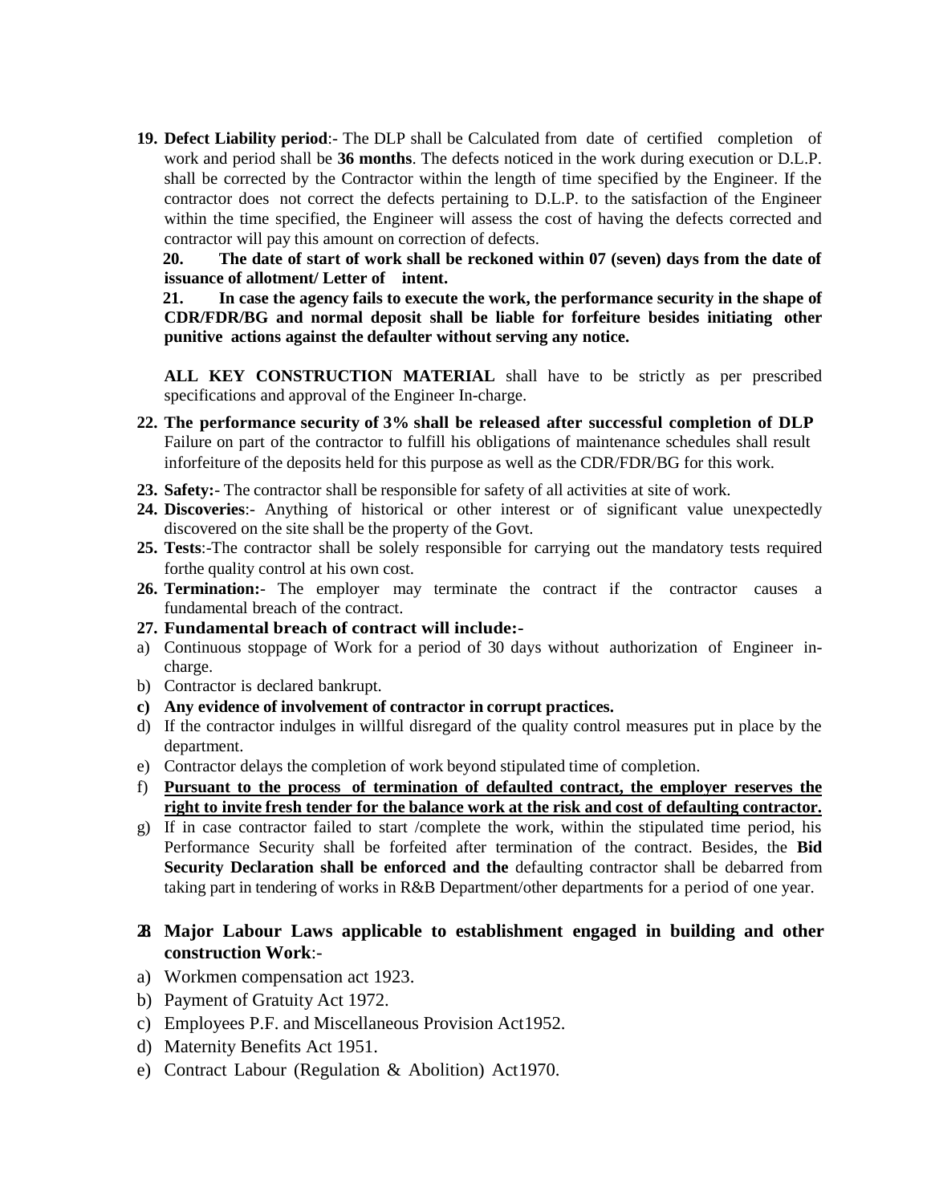19. **Defect Liability period**:- The DLP shall be Calculated from date of certified completion of work and period shall be **36 months**. The defects noticed in the work during execution or D.L.P. shall be corrected by the Contractor within the length of time specified by the Engineer. If the contractor does not correct the defects pertaining to D.L.P. to the satisfaction of the Engineer within the time specified, the Engineer will assess the cost of having the defects corrected and contractor will pay this amount on correction of defects.

20. **The date of start of work shall be reckoned within 07 (seven) days from the date of issuance of allotment/ Letter of intent.**

21. **In case the agency fails to execute the work, the performance security in the shape of CDR/FDR/BG and normal deposit shall be liable for forfeiture besides initiating other punitive actions against the defaulter without serving any notice.**

**ALL KEY CONSTRUCTION MATERIAL** shall have to be strictly as per prescribed specifications and approval of the Engineer In-charge.

22. **The performance security of 3% shall be released after successful completion of DLP** Failure on part of the contractor to fulfill his obligations of maintenance schedules shall result inforfeiture of the deposits held for this purpose as well as the CDR/FDR/BG for this work.
23. **Safety:**- The contractor shall be responsible for safety of all activities at site of work.
24. **Discoveries**:- Anything of historical or other interest or of significant value unexpectedly discovered on the site shall be the property of the Govt.
25. **Tests**:-The contractor shall be solely responsible for carrying out the mandatory tests required forthe quality control at his own cost.
26. **Termination:-** The employer may terminate the contract if the contractor causes a fundamental breach of the contract.
27. **Fundamental breach of contract will include:-**

a) Continuous stoppage of Work for a period of 30 days without authorization of Engineer in-charge.
b) Contractor is declared bankrupt.
c) **Any evidence of involvement of contractor in corrupt practices.**
d) If the contractor indulges in willful disregard of the quality control measures put in place by the department.
e) Contractor delays the completion of work beyond stipulated time of completion.
f) **Pursuant to the process of termination of defaulted contract, the employer reserves the right to invite fresh tender for the balance work at the risk and cost of defaulting contractor.**
g) If in case contractor failed to start /complete the work, within the stipulated time period, his Performance Security shall be forfeited after termination of the contract. Besides, the **Bid Security Declaration shall be enforced and the** defaulting contractor shall be debarred from taking part in tendering of works in R&B Department/other departments for a period of one year.

28. **Major Labour Laws applicable to establishment engaged in building and other construction Work**:-

a) Workmen compensation act 1923.
b) Payment of Gratuity Act 1972.
c) Employees P.F. and Miscellaneous Provision Act1952.
d) Maternity Benefits Act 1951.
e) Contract Labour (Regulation & Abolition) Act1970.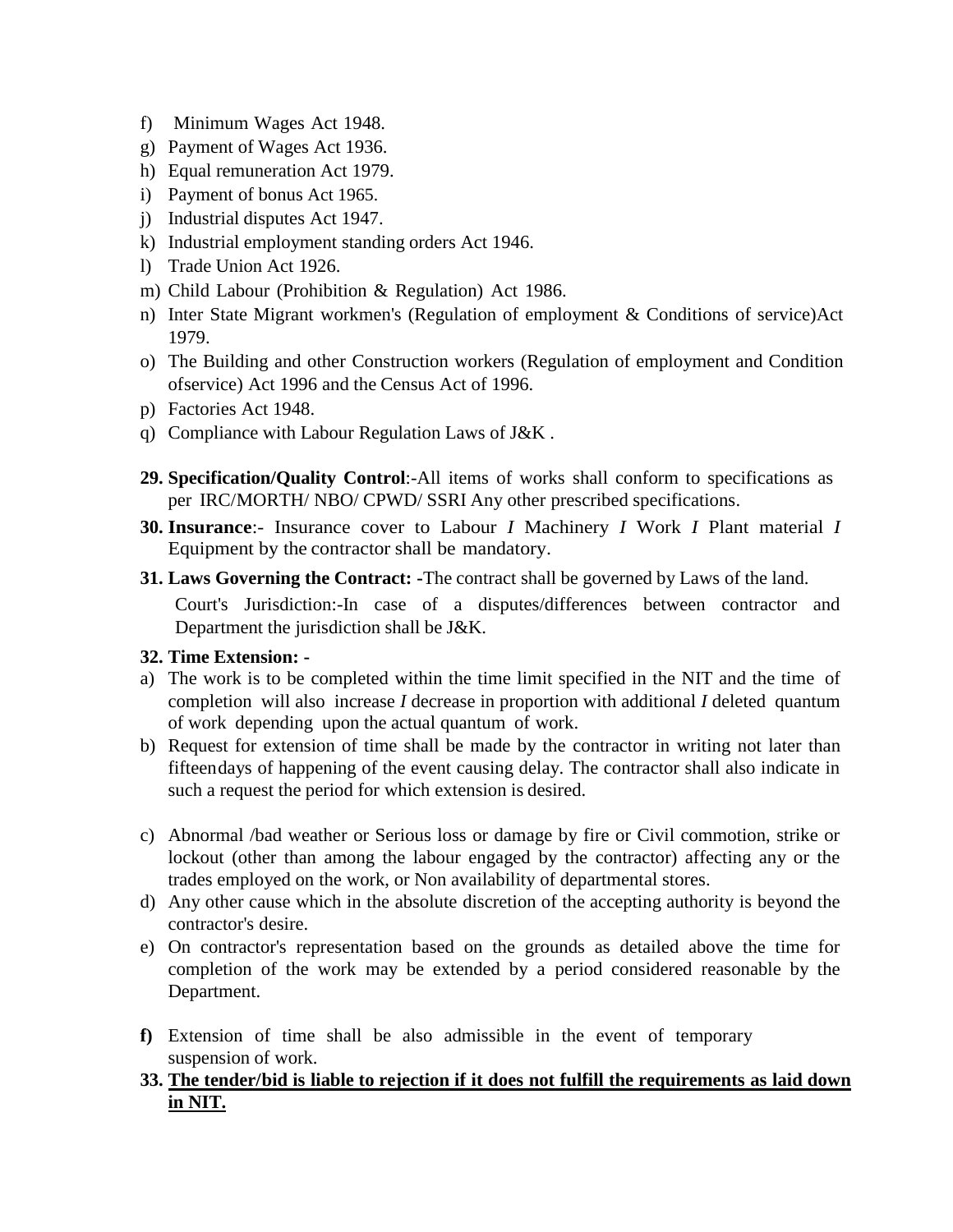f) Minimum Wages Act 1948.
g) Payment of Wages Act 1936.
h) Equal remuneration Act 1979.
i) Payment of bonus Act 1965.
j) Industrial disputes Act 1947.
k) Industrial employment standing orders Act 1946.
l) Trade Union Act 1926.
m) Child Labour (Prohibition & Regulation) Act 1986.
n) Inter State Migrant workmen's (Regulation of employment & Conditions of service)Act 1979.
o) The Building and other Construction workers (Regulation of employment and Condition ofservice) Act 1996 and the Census Act of 1996.
p) Factories Act 1948.
q) Compliance with Labour Regulation Laws of J&K .

**29. Specification/Quality Control**:-All items of works shall conform to specifications as per IRC/MORTH/ NBO/ CPWD/ SSRI Any other prescribed specifications.

**30. Insurance**:- Insurance cover to Labour *I* Machinery *I* Work *I* Plant material *I* Equipment by the contractor shall be mandatory.

**31. Laws Governing the Contract: -**The contract shall be governed by Laws of the land.

Court's Jurisdiction:-In case of a disputes/differences between contractor and Department the jurisdiction shall be J&K.

**32. Time Extension: -**

a) The work is to be completed within the time limit specified in the NIT and the time of completion will also increase *I* decrease in proportion with additional *I* deleted quantum of work depending upon the actual quantum of work.
b) Request for extension of time shall be made by the contractor in writing not later than fifteendays of happening of the event causing delay. The contractor shall also indicate in such a request the period for which extension is desired.
c) Abnormal /bad weather or Serious loss or damage by fire or Civil commotion, strike or lockout (other than among the labour engaged by the contractor) affecting any or the trades employed on the work, or Non availability of departmental stores.
d) Any other cause which in the absolute discretion of the accepting authority is beyond the contractor's desire.
e) On contractor's representation based on the grounds as detailed above the time for completion of the work may be extended by a period considered reasonable by the Department.
**f)** Extension of time shall be also admissible in the event of temporary suspension of work.

**33. <u>The tender/bid is liable to rejection if it does not fulfill the requirements as laid down in NIT.</u>**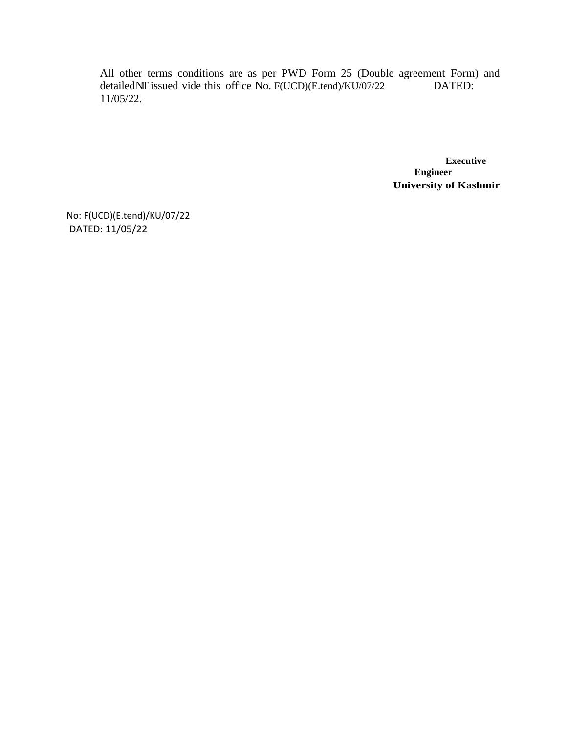All other terms conditions are as per PWD Form 25 (Double agreement Form) and detailed NIT issued vide this office No. F(UCD)(E.tend)/KU/07/22 DATED: 11/05/22.

**Executive Engineer**
**University of Kashmir**

No: F(UCD)(E.tend)/KU/07/22
DATED: 11/05/22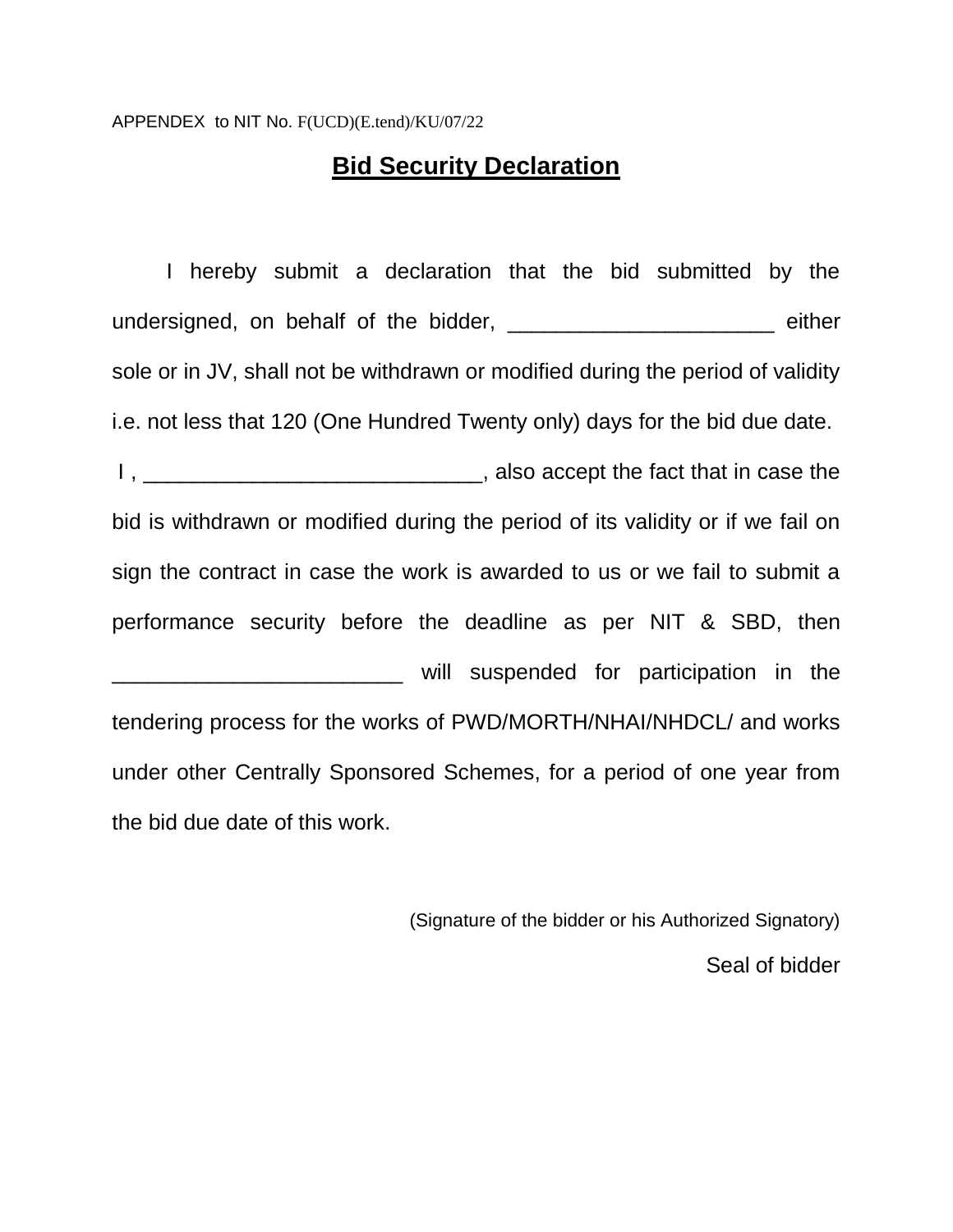APPENDEX to NIT No. F(UCD)(E.tend)/KU/07/22

## **Bid Security Declaration**

I hereby submit a declaration that the bid submitted by the undersigned, on behalf of the bidder, ______________________ either sole or in JV, shall not be withdrawn or modified during the period of validity i.e. not less that 120 (One Hundred Twenty only) days for the bid due date.

I , ____________________________, also accept the fact that in case the bid is withdrawn or modified during the period of its validity or if we fail on sign the contract in case the work is awarded to us or we fail to submit a performance security before the deadline as per NIT & SBD, then ________________________ will suspended for participation in the tendering process for the works of PWD/MORTH/NHAI/NHDCL/ and works under other Centrally Sponsored Schemes, for a period of one year from the bid due date of this work.

(Signature of the bidder or his Authorized Signatory)

Seal of bidder